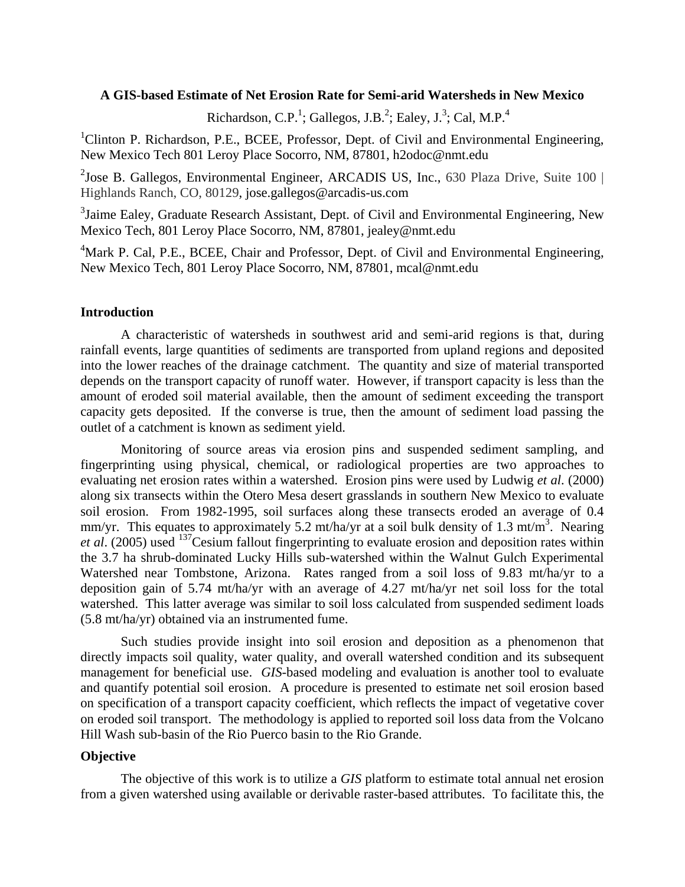# A GIS-based Estimate of Net Erosion Rate for Semi-arid Watersheds in New Mexico

Richardson, C.P.[1]; Gallegos, J.B.[2]; Ealey, J.[3]; Cal, M.P.[4]

[1]Clinton P. Richardson, P.E., BCEE, Professor, Dept. of Civil and Environmental Engineering, New Mexico Tech 801 Leroy Place Socorro, NM, 87801, h2odoc@nmt.edu

[2]Jose B. Gallegos, Environmental Engineer, ARCADIS US, Inc., 630 Plaza Drive, Suite 100 | Highlands Ranch, CO, 80129, jose.gallegos@arcadis-us.com

[3]Jaime Ealey, Graduate Research Assistant, Dept. of Civil and Environmental Engineering, New Mexico Tech, 801 Leroy Place Socorro, NM, 87801, jealey@nmt.edu

[4]Mark P. Cal, P.E., BCEE, Chair and Professor, Dept. of Civil and Environmental Engineering, New Mexico Tech, 801 Leroy Place Socorro, NM, 87801, mcal@nmt.edu

## Introduction

A characteristic of watersheds in southwest arid and semi-arid regions is that, during rainfall events, large quantities of sediments are transported from upland regions and deposited into the lower reaches of the drainage catchment. The quantity and size of material transported depends on the transport capacity of runoff water. However, if transport capacity is less than the amount of eroded soil material available, then the amount of sediment exceeding the transport capacity gets deposited. If the converse is true, then the amount of sediment load passing the outlet of a catchment is known as sediment yield.

Monitoring of source areas via erosion pins and suspended sediment sampling, and fingerprinting using physical, chemical, or radiological properties are two approaches to evaluating net erosion rates within a watershed. Erosion pins were used by Ludwig *et al*. (2000) along six transects within the Otero Mesa desert grasslands in southern New Mexico to evaluate soil erosion. From 1982-1995, soil surfaces along these transects eroded an average of 0.4 mm/yr. This equates to approximately 5.2 mt/ha/yr at a soil bulk density of 1.3 mt/m$^3$. Nearing *et al*. (2005) used $^{137}$Cesium fallout fingerprinting to evaluate erosion and deposition rates within the 3.7 ha shrub-dominated Lucky Hills sub-watershed within the Walnut Gulch Experimental Watershed near Tombstone, Arizona. Rates ranged from a soil loss of 9.83 mt/ha/yr to a deposition gain of 5.74 mt/ha/yr with an average of 4.27 mt/ha/yr net soil loss for the total watershed. This latter average was similar to soil loss calculated from suspended sediment loads (5.8 mt/ha/yr) obtained via an instrumented fume.

Such studies provide insight into soil erosion and deposition as a phenomenon that directly impacts soil quality, water quality, and overall watershed condition and its subsequent management for beneficial use. *GIS*-based modeling and evaluation is another tool to evaluate and quantify potential soil erosion. A procedure is presented to estimate net soil erosion based on specification of a transport capacity coefficient, which reflects the impact of vegetative cover on eroded soil transport. The methodology is applied to reported soil loss data from the Volcano Hill Wash sub-basin of the Rio Puerco basin to the Rio Grande.

## Objective

The objective of this work is to utilize a *GIS* platform to estimate total annual net erosion from a given watershed using available or derivable raster-based attributes. To facilitate this, the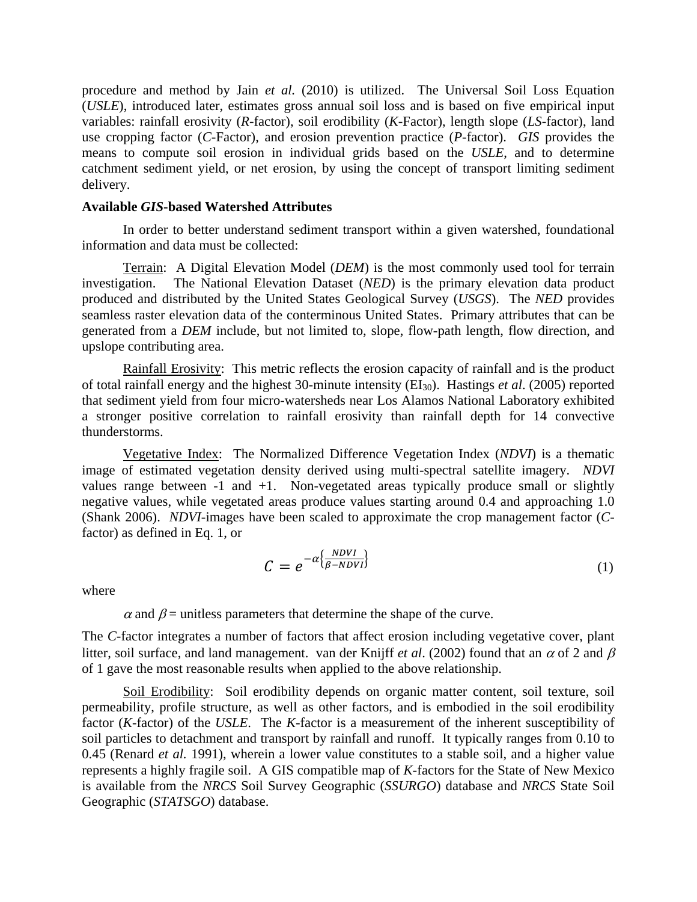procedure and method by Jain *et al.* (2010) is utilized. The Universal Soil Loss Equation (*USLE*), introduced later, estimates gross annual soil loss and is based on five empirical input variables: rainfall erosivity (*R*-factor), soil erodibility (*K*-Factor), length slope (*LS*-factor), land use cropping factor (*C*-Factor), and erosion prevention practice (*P*-factor). *GIS* provides the means to compute soil erosion in individual grids based on the *USLE*, and to determine catchment sediment yield, or net erosion, by using the concept of transport limiting sediment delivery.

**Available *GIS*-based Watershed Attributes**

In order to better understand sediment transport within a given watershed, foundational information and data must be collected:

Terrain: A Digital Elevation Model (*DEM*) is the most commonly used tool for terrain investigation. The National Elevation Dataset (*NED*) is the primary elevation data product produced and distributed by the United States Geological Survey (*USGS*). The *NED* provides seamless raster elevation data of the conterminous United States. Primary attributes that can be generated from a *DEM* include, but not limited to, slope, flow-path length, flow direction, and upslope contributing area.

Rainfall Erosivity: This metric reflects the erosion capacity of rainfall and is the product of total rainfall energy and the highest 30-minute intensity ($EI_{30}$). Hastings *et al*. (2005) reported that sediment yield from four micro-watersheds near Los Alamos National Laboratory exhibited a stronger positive correlation to rainfall erosivity than rainfall depth for 14 convective thunderstorms.

Vegetative Index: The Normalized Difference Vegetation Index (*NDVI*) is a thematic image of estimated vegetation density derived using multi-spectral satellite imagery. *NDVI* values range between -1 and +1. Non-vegetated areas typically produce small or slightly negative values, while vegetated areas produce values starting around 0.4 and approaching 1.0 (Shank 2006). *NDVI*-images have been scaled to approximate the crop management factor (*C*-factor) as defined in Eq. 1, or

$$C = e^{-\alpha\left\{\frac{NDVI}{\beta - NDVI}\right\}} \tag{1}$$

where

$\alpha$ and $\beta$ = unitless parameters that determine the shape of the curve.

The *C*-factor integrates a number of factors that affect erosion including vegetative cover, plant litter, soil surface, and land management. van der Knijff *et al*. (2002) found that an $\alpha$ of 2 and $\beta$ of 1 gave the most reasonable results when applied to the above relationship.

Soil Erodibility: Soil erodibility depends on organic matter content, soil texture, soil permeability, profile structure, as well as other factors, and is embodied in the soil erodibility factor (*K*-factor) of the *USLE*. The *K*-factor is a measurement of the inherent susceptibility of soil particles to detachment and transport by rainfall and runoff. It typically ranges from 0.10 to 0.45 (Renard *et al.* 1991), wherein a lower value constitutes to a stable soil, and a higher value represents a highly fragile soil. A GIS compatible map of *K*-factors for the State of New Mexico is available from the *NRCS* Soil Survey Geographic (*SSURGO*) database and *NRCS* State Soil Geographic (*STATSGO*) database.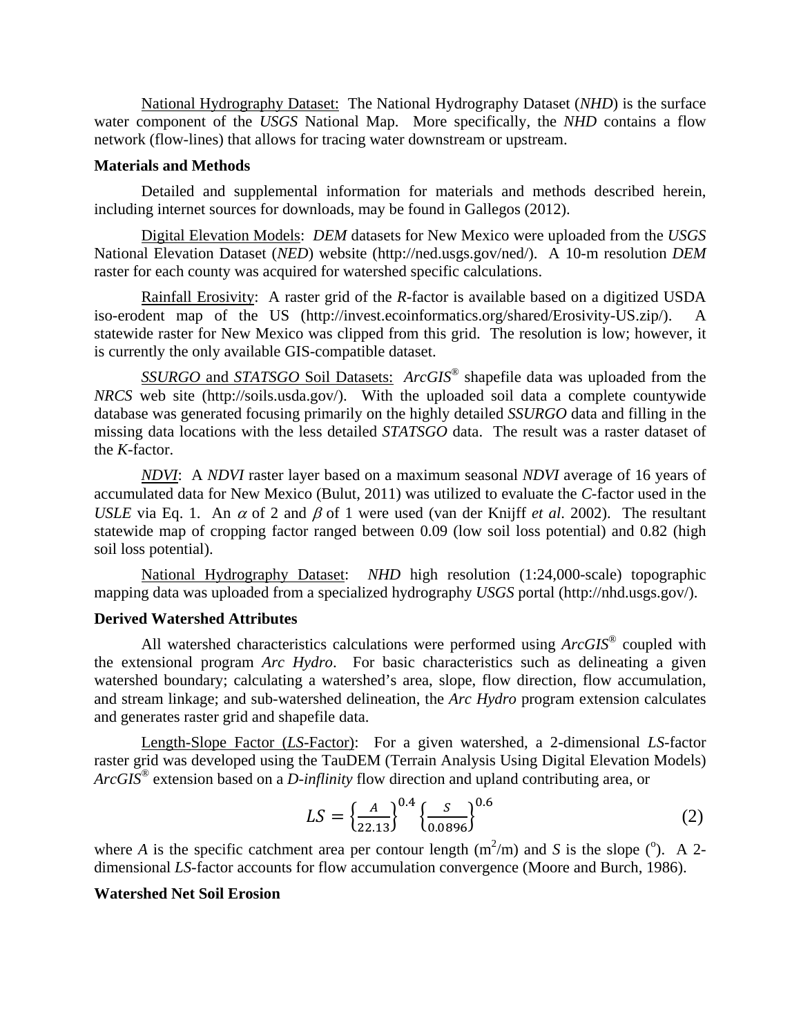National Hydrography Dataset: The National Hydrography Dataset (*NHD*) is the surface water component of the *USGS* National Map. More specifically, the *NHD* contains a flow network (flow-lines) that allows for tracing water downstream or upstream.

**Materials and Methods**

Detailed and supplemental information for materials and methods described herein, including internet sources for downloads, may be found in Gallegos (2012).

Digital Elevation Models: *DEM* datasets for New Mexico were uploaded from the *USGS* National Elevation Dataset (*NED*) website (http://ned.usgs.gov/ned/). A 10-m resolution *DEM* raster for each county was acquired for watershed specific calculations.

Rainfall Erosivity: A raster grid of the *R*-factor is available based on a digitized USDA iso-erodent map of the US (http://invest.ecoinformatics.org/shared/Erosivity-US.zip/). A statewide raster for New Mexico was clipped from this grid. The resolution is low; however, it is currently the only available GIS-compatible dataset.

*SSURGO* and *STATSGO* Soil Datasets: *ArcGIS*® shapefile data was uploaded from the *NRCS* web site (http://soils.usda.gov/). With the uploaded soil data a complete countywide database was generated focusing primarily on the highly detailed *SSURGO* data and filling in the missing data locations with the less detailed *STATSGO* data. The result was a raster dataset of the *K*-factor.

*NDVI*: A *NDVI* raster layer based on a maximum seasonal *NDVI* average of 16 years of accumulated data for New Mexico (Bulut, 2011) was utilized to evaluate the *C*-factor used in the *USLE* via Eq. 1. An $\alpha$ of 2 and $\beta$ of 1 were used (van der Knijff *et al*. 2002). The resultant statewide map of cropping factor ranged between 0.09 (low soil loss potential) and 0.82 (high soil loss potential).

National Hydrography Dataset: *NHD* high resolution (1:24,000-scale) topographic mapping data was uploaded from a specialized hydrography *USGS* portal (http://nhd.usgs.gov/).

**Derived Watershed Attributes**

All watershed characteristics calculations were performed using *ArcGIS*® coupled with the extensional program *Arc Hydro*. For basic characteristics such as delineating a given watershed boundary; calculating a watershed's area, slope, flow direction, flow accumulation, and stream linkage; and sub-watershed delineation, the *Arc Hydro* program extension calculates and generates raster grid and shapefile data.

Length-Slope Factor (*LS*-Factor): For a given watershed, a 2-dimensional *LS*-factor raster grid was developed using the TauDEM (Terrain Analysis Using Digital Elevation Models) *ArcGIS*® extension based on a *D-inflinity* flow direction and upland contributing area, or

$$LS = \left\{\frac{A}{22.13}\right\}^{0.4} \left\{\frac{S}{0.0896}\right\}^{0.6} \tag{2}$$

where *A* is the specific catchment area per contour length ($m^2/m$) and *S* is the slope ($^o$). A 2-dimensional *LS*-factor accounts for flow accumulation convergence (Moore and Burch, 1986).

**Watershed Net Soil Erosion**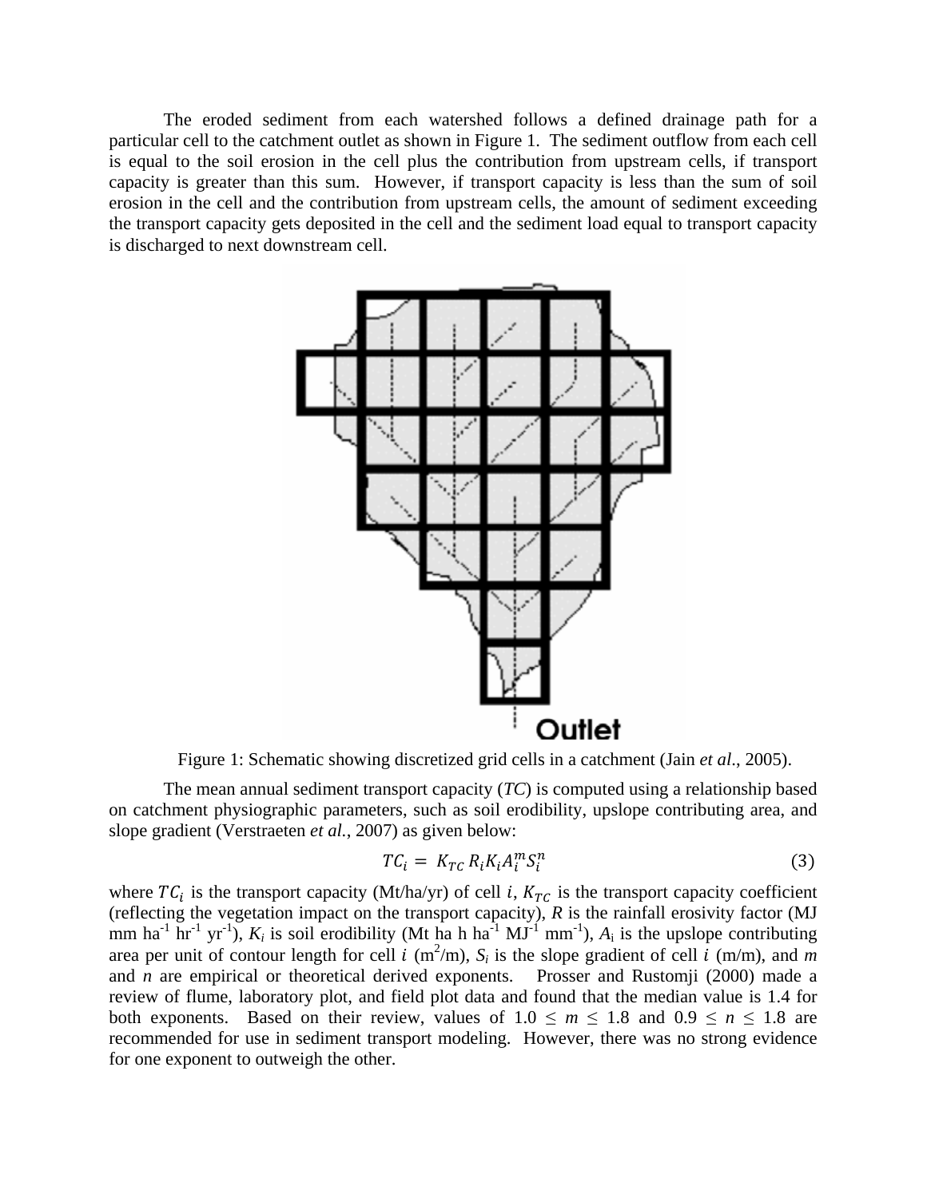The eroded sediment from each watershed follows a defined drainage path for a particular cell to the catchment outlet as shown in Figure 1. The sediment outflow from each cell is equal to the soil erosion in the cell plus the contribution from upstream cells, if transport capacity is greater than this sum. However, if transport capacity is less than the sum of soil erosion in the cell and the contribution from upstream cells, the amount of sediment exceeding the transport capacity gets deposited in the cell and the sediment load equal to transport capacity is discharged to next downstream cell.

Figure 1: Schematic showing discretized grid cells in a catchment (Jain *et al*., 2005).

The mean annual sediment transport capacity (*TC*) is computed using a relationship based on catchment physiographic parameters, such as soil erodibility, upslope contributing area, and slope gradient (Verstraeten *et al.*, 2007) as given below:

$$TC_i = K_{TC} R_i K_i A_i^m S_i^n \tag{3}$$

where $TC_i$ is the transport capacity (Mt/ha/yr) of cell $i$, $K_{TC}$ is the transport capacity coefficient (reflecting the vegetation impact on the transport capacity), $R$ is the rainfall erosivity factor (MJ mm $ha^{-1}$ $hr^{-1}$ $yr^{-1}$), $K_i$ is soil erodibility (Mt ha h $ha^{-1}$ $MJ^{-1}$ $mm^{-1}$), $A_i$ is the upslope contributing area per unit of contour length for cell $i$ ($m^2$/m), $S_i$ is the slope gradient of cell $i$ (m/m), and $m$ and $n$ are empirical or theoretical derived exponents. Prosser and Rustomji (2000) made a review of flume, laboratory plot, and field plot data and found that the median value is 1.4 for both exponents. Based on their review, values of $1.0 \leq m \leq 1.8$ and $0.9 \leq n \leq 1.8$ are recommended for use in sediment transport modeling. However, there was no strong evidence for one exponent to outweigh the other.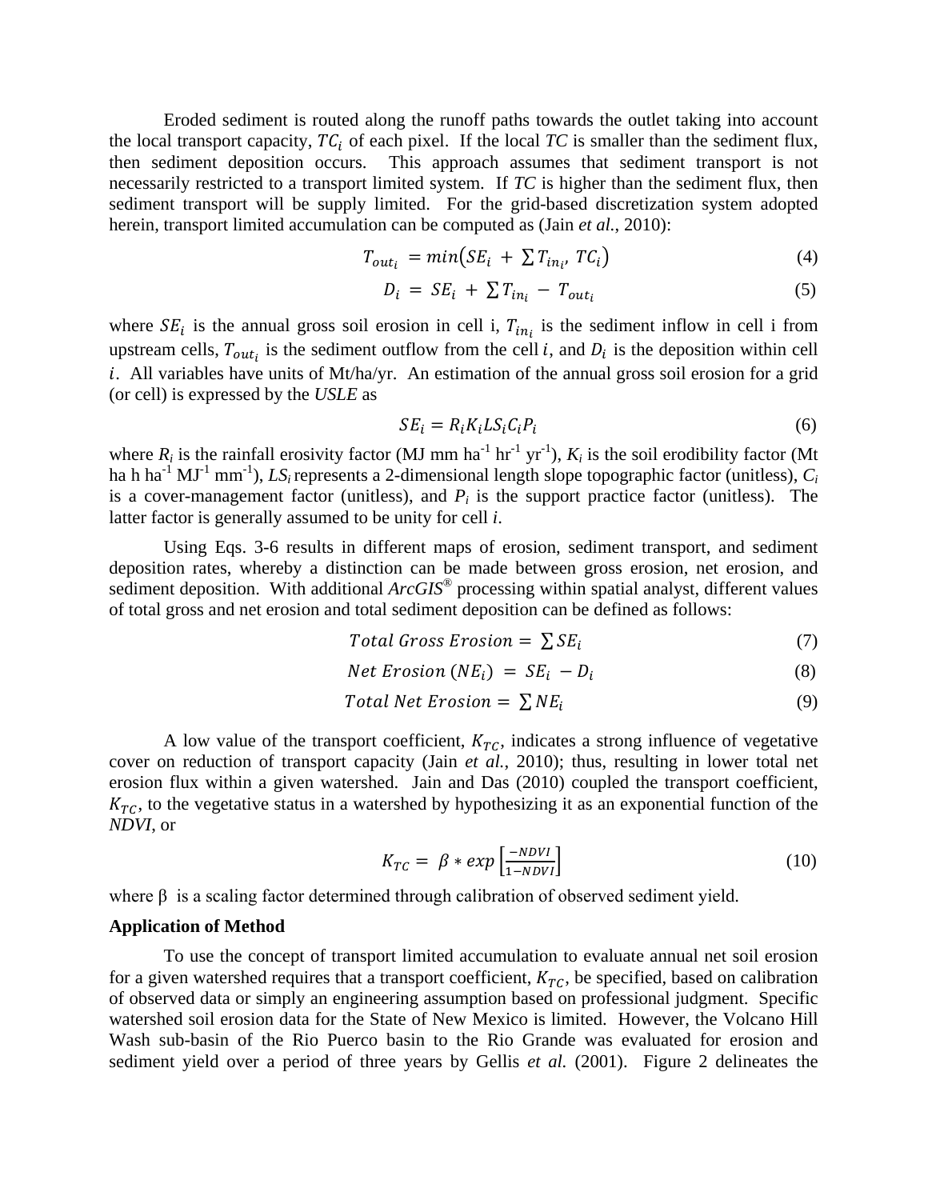Eroded sediment is routed along the runoff paths towards the outlet taking into account the local transport capacity, $TC_i$ of each pixel. If the local *TC* is smaller than the sediment flux, then sediment deposition occurs. This approach assumes that sediment transport is not necessarily restricted to a transport limited system. If *TC* is higher than the sediment flux, then sediment transport will be supply limited. For the grid-based discretization system adopted herein, transport limited accumulation can be computed as (Jain *et al.*, 2010):

$$T_{out_i} = min\left(SE_i + \sum T_{in_i}, TC_i\right) \tag{4}$$

$$D_i = SE_i + \sum T_{in_i} - T_{out_i} \tag{5}$$

where $SE_i$ is the annual gross soil erosion in cell i, $T_{in_i}$ is the sediment inflow in cell i from upstream cells, $T_{out_i}$ is the sediment outflow from the cell $i$, and $D_i$ is the deposition within cell $i$. All variables have units of Mt/ha/yr. An estimation of the annual gross soil erosion for a grid (or cell) is expressed by the *USLE* as

$$SE_i = R_i K_i LS_i C_i P_i \tag{6}$$

where $R_i$ is the rainfall erosivity factor (MJ mm ha$^{-1}$ hr$^{-1}$ yr$^{-1}$), $K_i$ is the soil erodibility factor (Mt ha h ha$^{-1}$ MJ$^{-1}$ mm$^{-1}$), $LS_i$ represents a 2-dimensional length slope topographic factor (unitless), $C_i$ is a cover-management factor (unitless), and $P_i$ is the support practice factor (unitless). The latter factor is generally assumed to be unity for cell $i$.

Using Eqs. 3-6 results in different maps of erosion, sediment transport, and sediment deposition rates, whereby a distinction can be made between gross erosion, net erosion, and sediment deposition. With additional *ArcGIS®* processing within spatial analyst, different values of total gross and net erosion and total sediment deposition can be defined as follows:

$$Total\ Gross\ Erosion = \sum SE_i \tag{7}$$

$$Net\ Erosion\ (NE_i) = SE_i - D_i \tag{8}$$

$$Total\ Net\ Erosion = \sum NE_i \tag{9}$$

A low value of the transport coefficient, $K_{TC}$, indicates a strong influence of vegetative cover on reduction of transport capacity (Jain *et al.*, 2010); thus, resulting in lower total net erosion flux within a given watershed. Jain and Das (2010) coupled the transport coefficient, $K_{TC}$, to the vegetative status in a watershed by hypothesizing it as an exponential function of the *NDVI*, or

$$K_{TC} = \beta * exp\left[\frac{-NDVI}{1-NDVI}\right] \tag{10}$$

where $\beta$ is a scaling factor determined through calibration of observed sediment yield.

**Application of Method**

To use the concept of transport limited accumulation to evaluate annual net soil erosion for a given watershed requires that a transport coefficient, $K_{TC}$, be specified, based on calibration of observed data or simply an engineering assumption based on professional judgment. Specific watershed soil erosion data for the State of New Mexico is limited. However, the Volcano Hill Wash sub-basin of the Rio Puerco basin to the Rio Grande was evaluated for erosion and sediment yield over a period of three years by Gellis *et al.* (2001). Figure 2 delineates the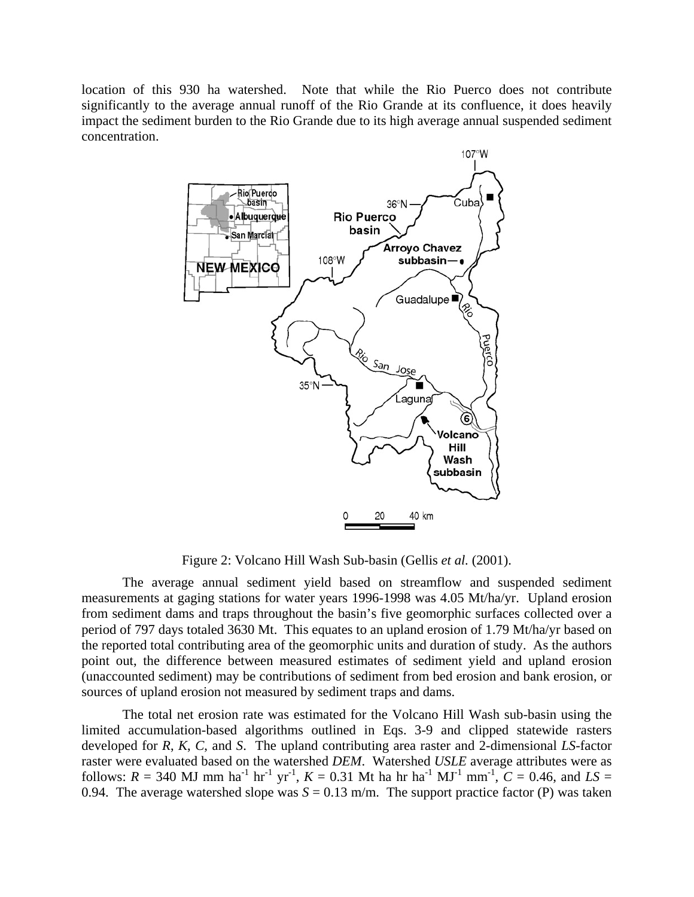location of this 930 ha watershed. Note that while the Rio Puerco does not contribute significantly to the average annual runoff of the Rio Grande at its confluence, it does heavily impact the sediment burden to the Rio Grande due to its high average annual suspended sediment concentration.

Figure 2: Volcano Hill Wash Sub-basin (Gellis *et al.* (2001).

The average annual sediment yield based on streamflow and suspended sediment measurements at gaging stations for water years 1996-1998 was 4.05 Mt/ha/yr. Upland erosion from sediment dams and traps throughout the basin's five geomorphic surfaces collected over a period of 797 days totaled 3630 Mt. This equates to an upland erosion of 1.79 Mt/ha/yr based on the reported total contributing area of the geomorphic units and duration of study. As the authors point out, the difference between measured estimates of sediment yield and upland erosion (unaccounted sediment) may be contributions of sediment from bed erosion and bank erosion, or sources of upland erosion not measured by sediment traps and dams.

The total net erosion rate was estimated for the Volcano Hill Wash sub-basin using the limited accumulation-based algorithms outlined in Eqs. 3-9 and clipped statewide rasters developed for $R$, $K$, $C$, and $S$. The upland contributing area raster and 2-dimensional $LS$-factor raster were evaluated based on the watershed *DEM*. Watershed *USLE* average attributes were as follows: $R$ = 340 MJ mm ha$^{-1}$ hr$^{-1}$ yr$^{-1}$, $K$ = 0.31 Mt ha hr ha$^{-1}$ MJ$^{-1}$ mm$^{-1}$, $C$ = 0.46, and $LS$ = 0.94. The average watershed slope was $S$ = 0.13 m/m. The support practice factor (P) was taken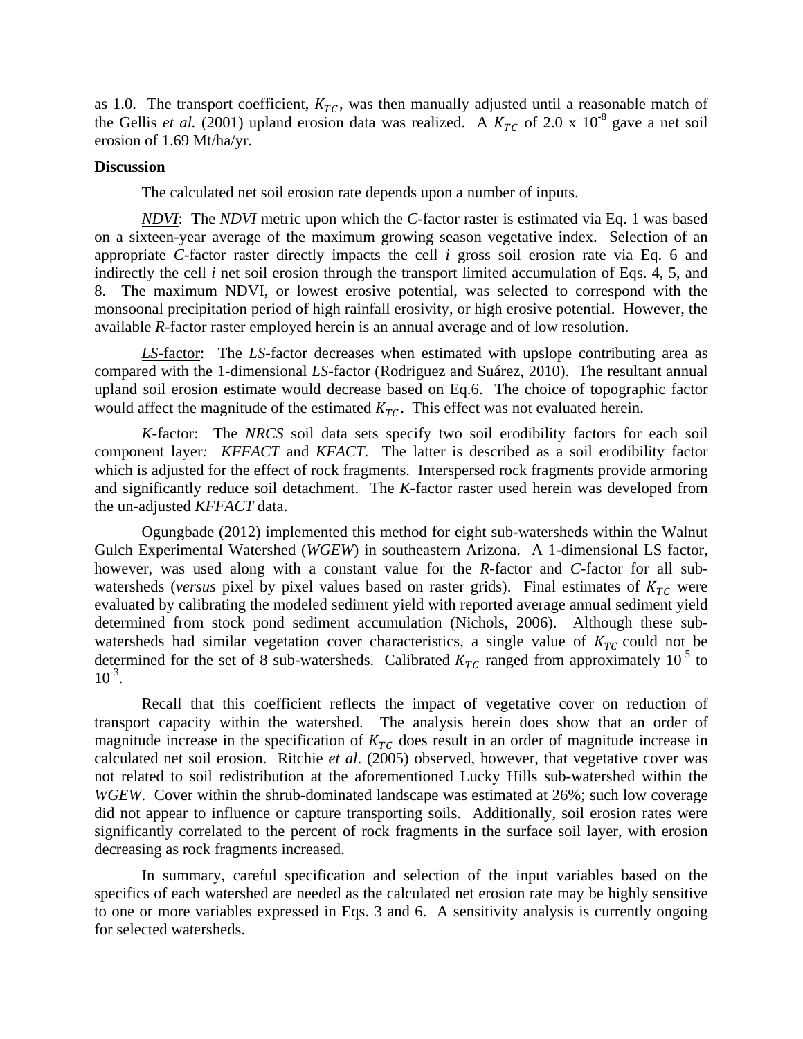as 1.0. The transport coefficient, $K_{TC}$, was then manually adjusted until a reasonable match of the Gellis *et al.* (2001) upland erosion data was realized. A $K_{TC}$ of 2.0 x $10^{-8}$ gave a net soil erosion of 1.69 Mt/ha/yr.

**Discussion**

The calculated net soil erosion rate depends upon a number of inputs.

<u>*NDVI*</u>: The *NDVI* metric upon which the *C*-factor raster is estimated via Eq. 1 was based on a sixteen-year average of the maximum growing season vegetative index. Selection of an appropriate *C*-factor raster directly impacts the cell *i* gross soil erosion rate via Eq. 6 and indirectly the cell *i* net soil erosion through the transport limited accumulation of Eqs. 4, 5, and 8. The maximum NDVI, or lowest erosive potential, was selected to correspond with the monsoonal precipitation period of high rainfall erosivity, or high erosive potential. However, the available *R*-factor raster employed herein is an annual average and of low resolution.

<u>*LS*-factor</u>: The *LS*-factor decreases when estimated with upslope contributing area as compared with the 1-dimensional *LS*-factor (Rodriguez and Suárez, 2010). The resultant annual upland soil erosion estimate would decrease based on Eq.6. The choice of topographic factor would affect the magnitude of the estimated $K_{TC}$. This effect was not evaluated herein.

<u>*K*-factor</u>: The *NRCS* soil data sets specify two soil erodibility factors for each soil component layer*:* *KFFACT* and *KFACT*. The latter is described as a soil erodibility factor which is adjusted for the effect of rock fragments. Interspersed rock fragments provide armoring and significantly reduce soil detachment. The *K*-factor raster used herein was developed from the un-adjusted *KFFACT* data.

Ogungbade (2012) implemented this method for eight sub-watersheds within the Walnut Gulch Experimental Watershed (*WGEW*) in southeastern Arizona. A 1-dimensional LS factor, however, was used along with a constant value for the *R*-factor and *C*-factor for all sub-watersheds (*versus* pixel by pixel values based on raster grids). Final estimates of $K_{TC}$ were evaluated by calibrating the modeled sediment yield with reported average annual sediment yield determined from stock pond sediment accumulation (Nichols, 2006). Although these sub-watersheds had similar vegetation cover characteristics, a single value of $K_{TC}$ could not be determined for the set of 8 sub-watersheds. Calibrated $K_{TC}$ ranged from approximately $10^{-5}$ to $10^{-3}$.

Recall that this coefficient reflects the impact of vegetative cover on reduction of transport capacity within the watershed. The analysis herein does show that an order of magnitude increase in the specification of $K_{TC}$ does result in an order of magnitude increase in calculated net soil erosion. Ritchie *et al*. (2005) observed, however, that vegetative cover was not related to soil redistribution at the aforementioned Lucky Hills sub-watershed within the *WGEW*. Cover within the shrub-dominated landscape was estimated at 26%; such low coverage did not appear to influence or capture transporting soils. Additionally, soil erosion rates were significantly correlated to the percent of rock fragments in the surface soil layer, with erosion decreasing as rock fragments increased.

In summary, careful specification and selection of the input variables based on the specifics of each watershed are needed as the calculated net erosion rate may be highly sensitive to one or more variables expressed in Eqs. 3 and 6. A sensitivity analysis is currently ongoing for selected watersheds.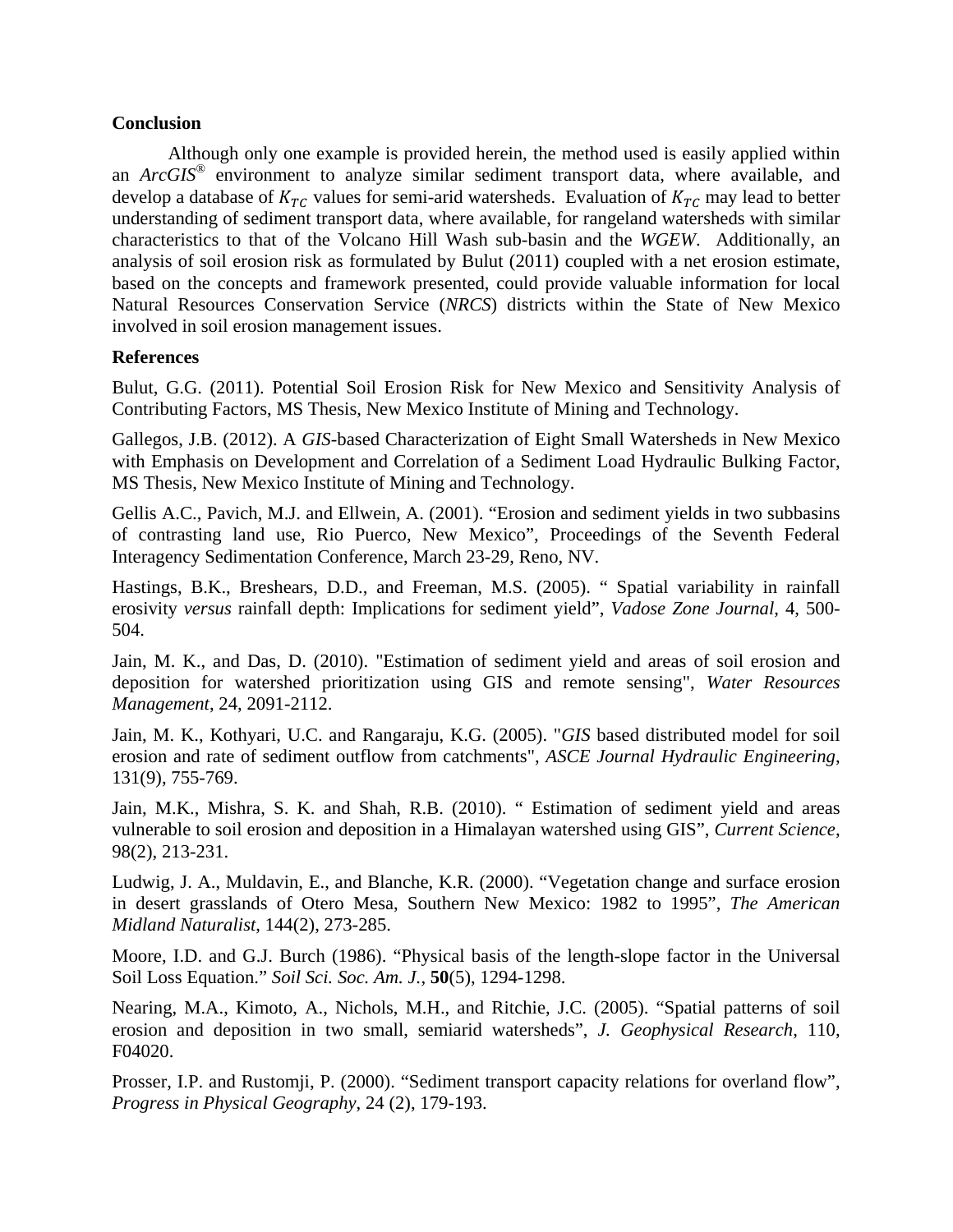## Conclusion

Although only one example is provided herein, the method used is easily applied within an *ArcGIS*® environment to analyze similar sediment transport data, where available, and develop a database of $K_{TC}$ values for semi-arid watersheds. Evaluation of $K_{TC}$ may lead to better understanding of sediment transport data, where available, for rangeland watersheds with similar characteristics to that of the Volcano Hill Wash sub-basin and the *WGEW*. Additionally, an analysis of soil erosion risk as formulated by Bulut (2011) coupled with a net erosion estimate, based on the concepts and framework presented, could provide valuable information for local Natural Resources Conservation Service (*NRCS*) districts within the State of New Mexico involved in soil erosion management issues.

## References

Bulut, G.G. (2011). Potential Soil Erosion Risk for New Mexico and Sensitivity Analysis of Contributing Factors, MS Thesis, New Mexico Institute of Mining and Technology.

Gallegos, J.B. (2012). A *GIS*-based Characterization of Eight Small Watersheds in New Mexico with Emphasis on Development and Correlation of a Sediment Load Hydraulic Bulking Factor, MS Thesis, New Mexico Institute of Mining and Technology.

Gellis A.C., Pavich, M.J. and Ellwein, A. (2001). "Erosion and sediment yields in two subbasins of contrasting land use, Rio Puerco, New Mexico", Proceedings of the Seventh Federal Interagency Sedimentation Conference, March 23-29, Reno, NV.

Hastings, B.K., Breshears, D.D., and Freeman, M.S. (2005). " Spatial variability in rainfall erosivity *versus* rainfall depth: Implications for sediment yield", *Vadose Zone Journal*, 4, 500-504.

Jain, M. K., and Das, D. (2010). "Estimation of sediment yield and areas of soil erosion and deposition for watershed prioritization using GIS and remote sensing", *Water Resources Management*, 24, 2091-2112.

Jain, M. K., Kothyari, U.C. and Rangaraju, K.G. (2005). "*GIS* based distributed model for soil erosion and rate of sediment outflow from catchments", *ASCE Journal Hydraulic Engineering*, 131(9), 755-769.

Jain, M.K., Mishra, S. K. and Shah, R.B. (2010). " Estimation of sediment yield and areas vulnerable to soil erosion and deposition in a Himalayan watershed using GIS", *Current Science*, 98(2), 213-231.

Ludwig, J. A., Muldavin, E., and Blanche, K.R. (2000). "Vegetation change and surface erosion in desert grasslands of Otero Mesa, Southern New Mexico: 1982 to 1995", *The American Midland Naturalist*, 144(2), 273-285.

Moore, I.D. and G.J. Burch (1986). "Physical basis of the length-slope factor in the Universal Soil Loss Equation." *Soil Sci. Soc. Am. J.*, **50**(5), 1294-1298.

Nearing, M.A., Kimoto, A., Nichols, M.H., and Ritchie, J.C. (2005). "Spatial patterns of soil erosion and deposition in two small, semiarid watersheds", *J. Geophysical Research*, 110, F04020.

Prosser, I.P. and Rustomji, P. (2000). "Sediment transport capacity relations for overland flow", *Progress in Physical Geography*, 24 (2), 179-193.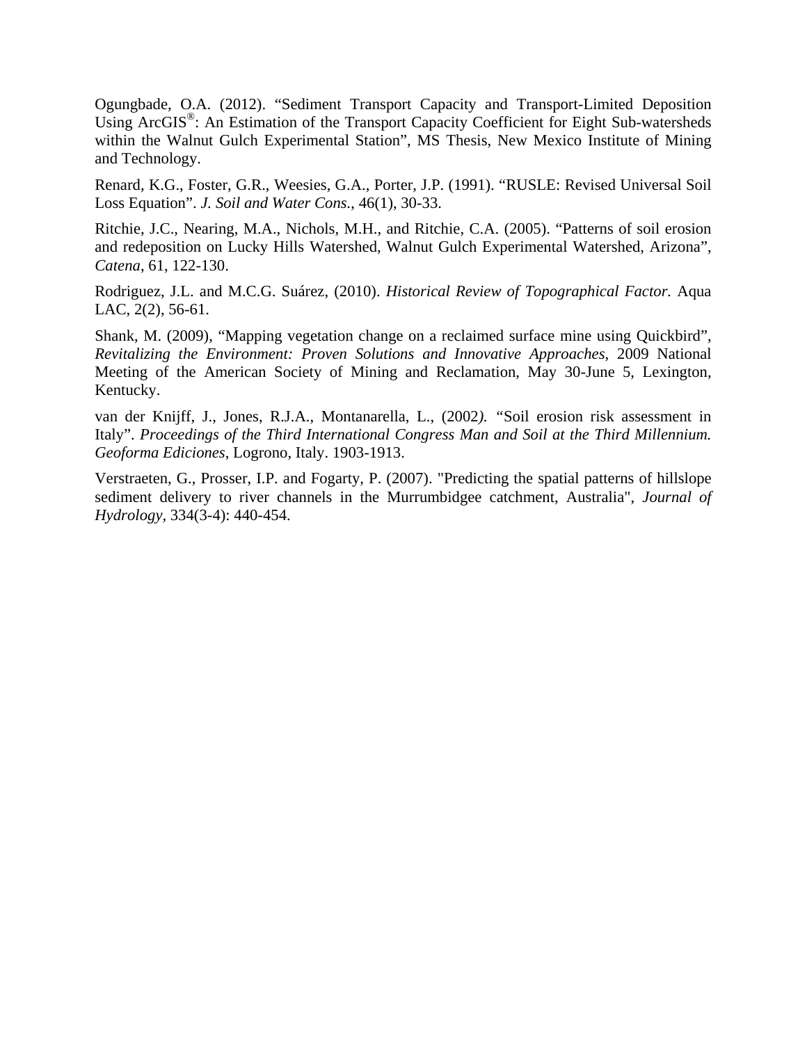Ogungbade, O.A. (2012). “Sediment Transport Capacity and Transport-Limited Deposition Using ArcGIS®: An Estimation of the Transport Capacity Coefficient for Eight Sub-watersheds within the Walnut Gulch Experimental Station”, MS Thesis, New Mexico Institute of Mining and Technology.

Renard, K.G., Foster, G.R., Weesies, G.A., Porter, J.P. (1991). “RUSLE: Revised Universal Soil Loss Equation”. *J. Soil and Water Cons.*, 46(1), 30-33.

Ritchie, J.C., Nearing, M.A., Nichols, M.H., and Ritchie, C.A. (2005). “Patterns of soil erosion and redeposition on Lucky Hills Watershed, Walnut Gulch Experimental Watershed, Arizona”, *Catena*, 61, 122-130.

Rodriguez, J.L. and M.C.G. Suárez, (2010). *Historical Review of Topographical Factor.* Aqua LAC, 2(2), 56-61.

Shank, M. (2009), “Mapping vegetation change on a reclaimed surface mine using Quickbird”, *Revitalizing the Environment: Proven Solutions and Innovative Approaches*, 2009 National Meeting of the American Society of Mining and Reclamation, May 30-June 5, Lexington, Kentucky.

van der Knijff, J., Jones, R.J.A., Montanarella, L., (2002). “Soil erosion risk assessment in Italy”. *Proceedings of the Third International Congress Man and Soil at the Third Millennium. Geoforma Ediciones*, Logrono, Italy. 1903-1913.

Verstraeten, G., Prosser, I.P. and Fogarty, P. (2007). "Predicting the spatial patterns of hillslope sediment delivery to river channels in the Murrumbidgee catchment, Australia", *Journal of Hydrology*, 334(3-4): 440-454.